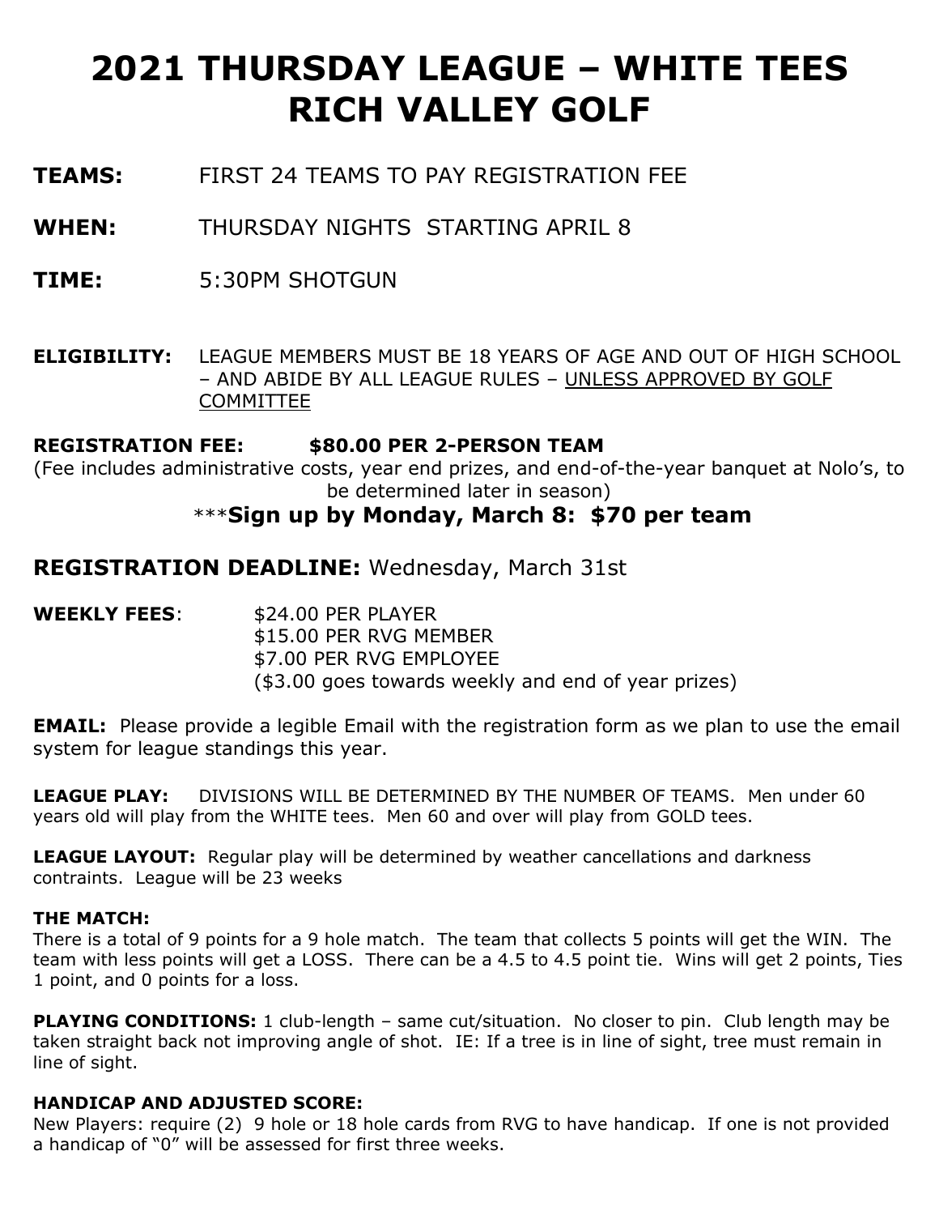# 2021 THURSDAY LEAGUE – WHITE TEES RICH VALLEY GOLF

**TEAMS:** FIRST 24 TEAMS TO PAY REGISTRATION FEE

**WHEN:** THURSDAY NIGHTS STARTING APRIL 8

**TIME:** 5:30PM SHOTGUN

**ELIGIBILITY:** LEAGUE MEMBERS MUST BE 18 YEARS OF AGE AND OUT OF HIGH SCHOOL – AND ABIDE BY ALL LEAGUE RULES – <u>UNLESS APPROVED BY GOLF COMMITTEE</u>

**REGISTRATION FEE: $80.00 PER 2-PERSON TEAM**

(Fee includes administrative costs, year end prizes, and end-of-the-year banquet at Nolo's, to be determined later in season)

***__Sign up by Monday, March 8: $70 per team__**

## REGISTRATION DEADLINE: Wednesday, March 31st

**WEEKLY FEES**:
- $24.00 PER PLAYER
- $15.00 PER RVG MEMBER
- $7.00 PER RVG EMPLOYEE
- ($3.00 goes towards weekly and end of year prizes)

**EMAIL:** Please provide a legible Email with the registration form as we plan to use the email system for league standings this year.

**LEAGUE PLAY:** DIVISIONS WILL BE DETERMINED BY THE NUMBER OF TEAMS. Men under 60 years old will play from the WHITE tees. Men 60 and over will play from GOLD tees.

**LEAGUE LAYOUT:** Regular play will be determined by weather cancellations and darkness contraints. League will be 23 weeks

**THE MATCH:**

There is a total of 9 points for a 9 hole match. The team that collects 5 points will get the WIN. The team with less points will get a LOSS. There can be a 4.5 to 4.5 point tie. Wins will get 2 points, Ties 1 point, and 0 points for a loss.

**PLAYING CONDITIONS:** 1 club-length – same cut/situation. No closer to pin. Club length may be taken straight back not improving angle of shot. IE: If a tree is in line of sight, tree must remain in line of sight.

**HANDICAP AND ADJUSTED SCORE:**

New Players: require (2) 9 hole or 18 hole cards from RVG to have handicap. If one is not provided a handicap of "0" will be assessed for first three weeks.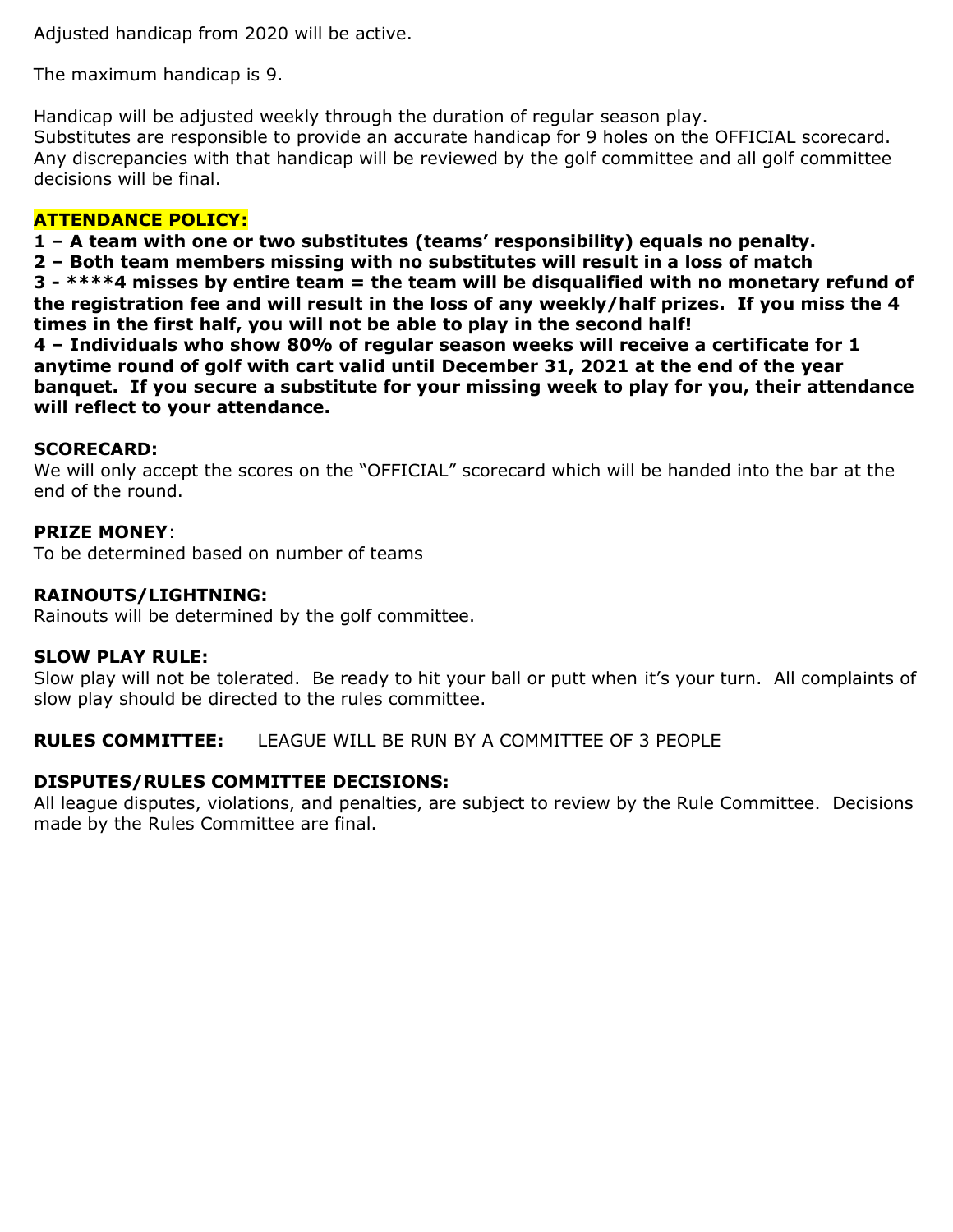Adjusted handicap from 2020 will be active.

The maximum handicap is 9.

Handicap will be adjusted weekly through the duration of regular season play.
Substitutes are responsible to provide an accurate handicap for 9 holes on the OFFICIAL scorecard. Any discrepancies with that handicap will be reviewed by the golf committee and all golf committee decisions will be final.

**ATTENDANCE POLICY:**

**1 – A team with one or two substitutes (teams' responsibility) equals no penalty.**
**2 – Both team members missing with no substitutes will result in a loss of match**
**3 - ****4 misses by entire team = the team will be disqualified with no monetary refund of the registration fee and will result in the loss of any weekly/half prizes. If you miss the 4 times in the first half, you will not be able to play in the second half!**
**4 – Individuals who show 80% of regular season weeks will receive a certificate for 1 anytime round of golf with cart valid until December 31, 2021 at the end of the year banquet. If you secure a substitute for your missing week to play for you, their attendance will reflect to your attendance.**

**SCORECARD:**
We will only accept the scores on the "OFFICIAL" scorecard which will be handed into the bar at the end of the round.

**PRIZE MONEY**:
To be determined based on number of teams

**RAINOUTS/LIGHTNING:**
Rainouts will be determined by the golf committee.

**SLOW PLAY RULE:**
Slow play will not be tolerated. Be ready to hit your ball or putt when it's your turn. All complaints of slow play should be directed to the rules committee.

**RULES COMMITTEE:** LEAGUE WILL BE RUN BY A COMMITTEE OF 3 PEOPLE

**DISPUTES/RULES COMMITTEE DECISIONS:**
All league disputes, violations, and penalties, are subject to review by the Rule Committee. Decisions made by the Rules Committee are final.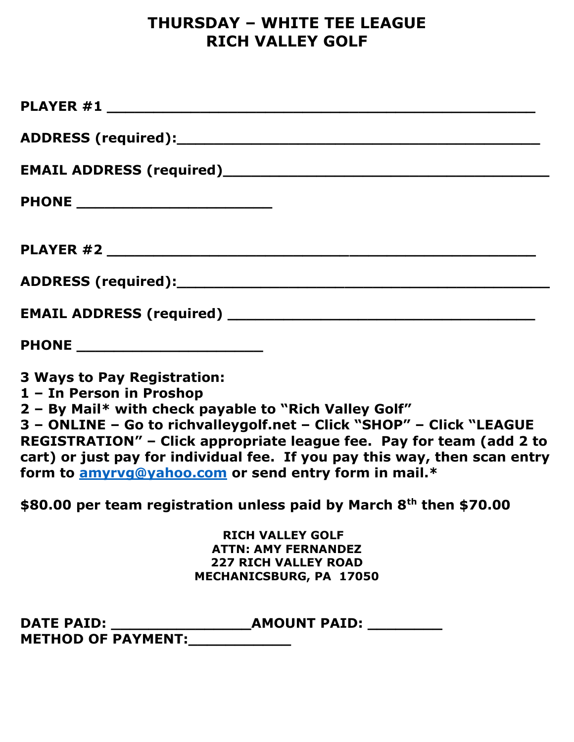# THURSDAY – WHITE TEE LEAGUE
# RICH VALLEY GOLF

**PLAYER #1** ___________________________________________

**ADDRESS (required):**___________________________________________

**EMAIL ADDRESS (required)**___________________________________________

**PHONE** ______________________

**PLAYER #2** ___________________________________________

**ADDRESS (required):**___________________________________________

**EMAIL ADDRESS (required)** ___________________________________________

**PHONE** _____________________

**3 Ways to Pay Registration:**
**1 – In Person in Proshop**
**2 – By Mail* with check payable to "Rich Valley Golf"**
**3 – ONLINE – Go to richvalleygolf.net – Click "SHOP" – Click "LEAGUE REGISTRATION" – Click appropriate league fee. Pay for team (add 2 to cart) or just pay for individual fee. If you pay this way, then scan entry form to amyrvg@yahoo.com or send entry form in mail.***

**$80.00 per team registration unless paid by March 8th then $70.00**

**RICH VALLEY GOLF**
**ATTN: AMY FERNANDEZ**
**227 RICH VALLEY ROAD**
**MECHANICSBURG, PA 17050**

**DATE PAID:** ________________**AMOUNT PAID:** ________
**METHOD OF PAYMENT:**____________